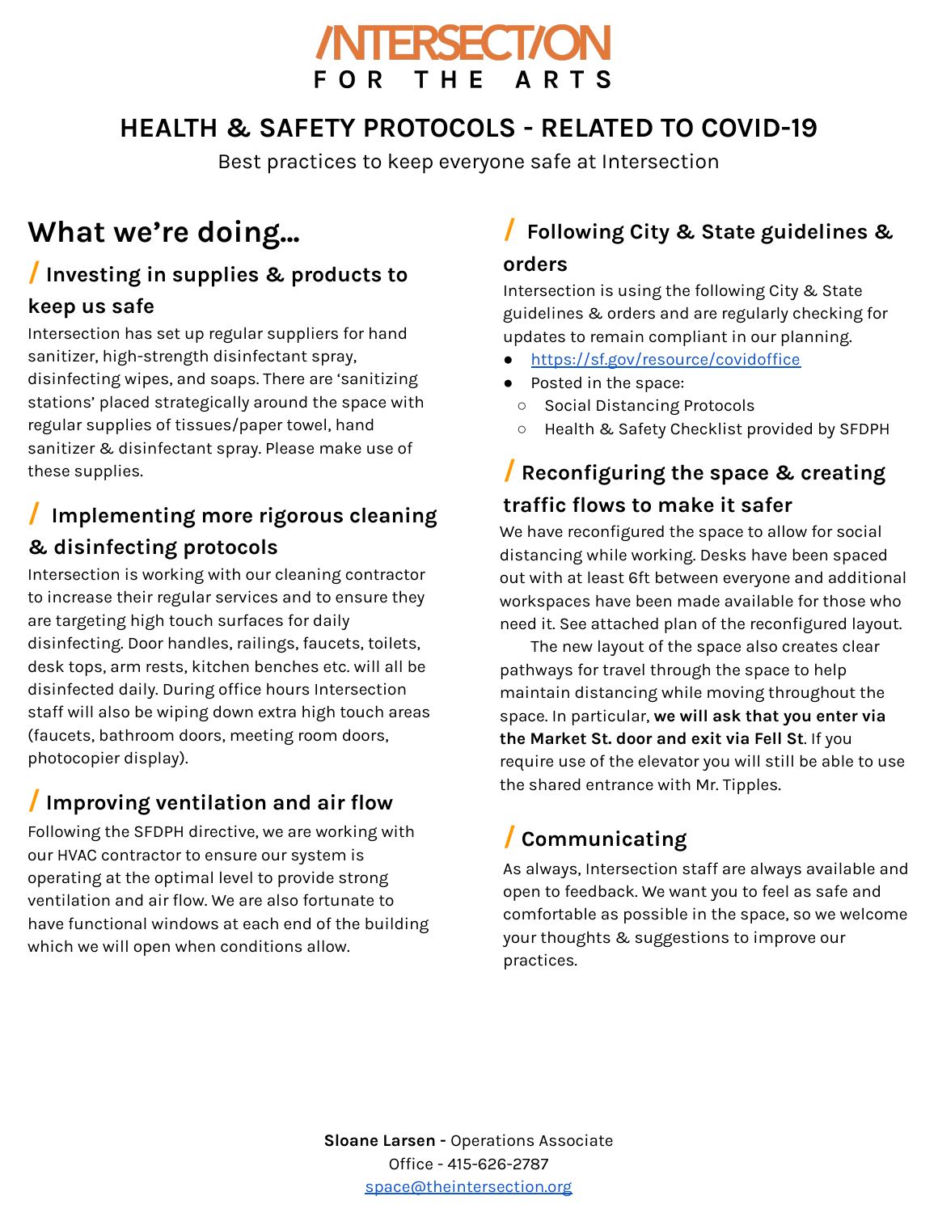# /NTERSECT/ON FOR THE ARTS

## HEALTH & SAFETY PROTOCOLS - RELATED TO COVID-19

Best practices to keep everyone safe at Intersection

## What we're doing…

### / Investing in supplies & products to keep us safe

Intersection has set up regular suppliers for hand sanitizer, high-strength disinfectant spray, disinfecting wipes, and soaps. There are 'sanitizing stations' placed strategically around the space with regular supplies of tissues/paper towel, hand sanitizer & disinfectant spray. Please make use of these supplies.

### / Implementing more rigorous cleaning & disinfecting protocols

Intersection is working with our cleaning contractor to increase their regular services and to ensure they are targeting high touch surfaces for daily disinfecting. Door handles, railings, faucets, toilets, desk tops, arm rests, kitchen benches etc. will all be disinfected daily. During office hours Intersection staff will also be wiping down extra high touch areas (faucets, bathroom doors, meeting room doors, photocopier display).

### / Improving ventilation and air flow

Following the SFDPH directive, we are working with our HVAC contractor to ensure our system is operating at the optimal level to provide strong ventilation and air flow. We are also fortunate to have functional windows at each end of the building which we will open when conditions allow.

### / Following City & State guidelines & orders

Intersection is using the following City & State guidelines & orders and are regularly checking for updates to remain compliant in our planning.

- https://sf.gov/resource/covidoffice
- Posted in the space:
  - Social Distancing Protocols
  - Health & Safety Checklist provided by SFDPH

### / Reconfiguring the space & creating traffic flows to make it safer

We have reconfigured the space to allow for social distancing while working. Desks have been spaced out with at least 6ft between everyone and additional workspaces have been made available for those who need it. See attached plan of the reconfigured layout.

The new layout of the space also creates clear pathways for travel through the space to help maintain distancing while moving throughout the space. In particular, **we will ask that you enter via the Market St. door and exit via Fell St**. If you require use of the elevator you will still be able to use the shared entrance with Mr. Tipples.

### / Communicating

As always, Intersection staff are always available and open to feedback. We want you to feel as safe and comfortable as possible in the space, so we welcome your thoughts & suggestions to improve our practices.

**Sloane Larsen -** Operations Associate
Office - 415-626-2787
space@theintersection.org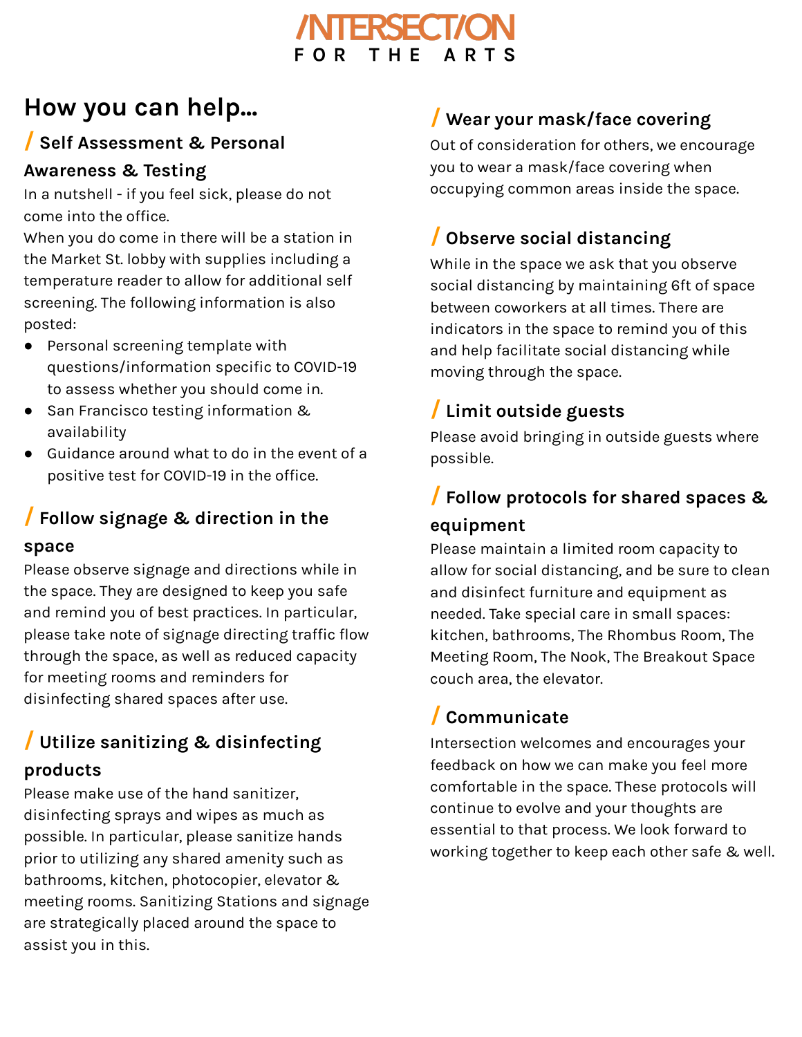# INTERSECTION FOR THE ARTS

## How you can help...

### / Self Assessment & Personal Awareness & Testing

In a nutshell - if you feel sick, please do not come into the office.
When you do come in there will be a station in the Market St. lobby with supplies including a temperature reader to allow for additional self screening. The following information is also posted:

- Personal screening template with questions/information specific to COVID-19 to assess whether you should come in.
- San Francisco testing information & availability
- Guidance around what to do in the event of a positive test for COVID-19 in the office.

### / Follow signage & direction in the space

Please observe signage and directions while in the space. They are designed to keep you safe and remind you of best practices. In particular, please take note of signage directing traffic flow through the space, as well as reduced capacity for meeting rooms and reminders for disinfecting shared spaces after use.

### / Utilize sanitizing & disinfecting products

Please make use of the hand sanitizer, disinfecting sprays and wipes as much as possible. In particular, please sanitize hands prior to utilizing any shared amenity such as bathrooms, kitchen, photocopier, elevator & meeting rooms. Sanitizing Stations and signage are strategically placed around the space to assist you in this.

### / Wear your mask/face covering

Out of consideration for others, we encourage you to wear a mask/face covering when occupying common areas inside the space.

### / Observe social distancing

While in the space we ask that you observe social distancing by maintaining 6ft of space between coworkers at all times. There are indicators in the space to remind you of this and help facilitate social distancing while moving through the space.

### / Limit outside guests

Please avoid bringing in outside guests where possible.

### / Follow protocols for shared spaces & equipment

Please maintain a limited room capacity to allow for social distancing, and be sure to clean and disinfect furniture and equipment as needed. Take special care in small spaces: kitchen, bathrooms, The Rhombus Room, The Meeting Room, The Nook, The Breakout Space couch area, the elevator.

### / Communicate

Intersection welcomes and encourages your feedback on how we can make you feel more comfortable in the space. These protocols will continue to evolve and your thoughts are essential to that process. We look forward to working together to keep each other safe & well.